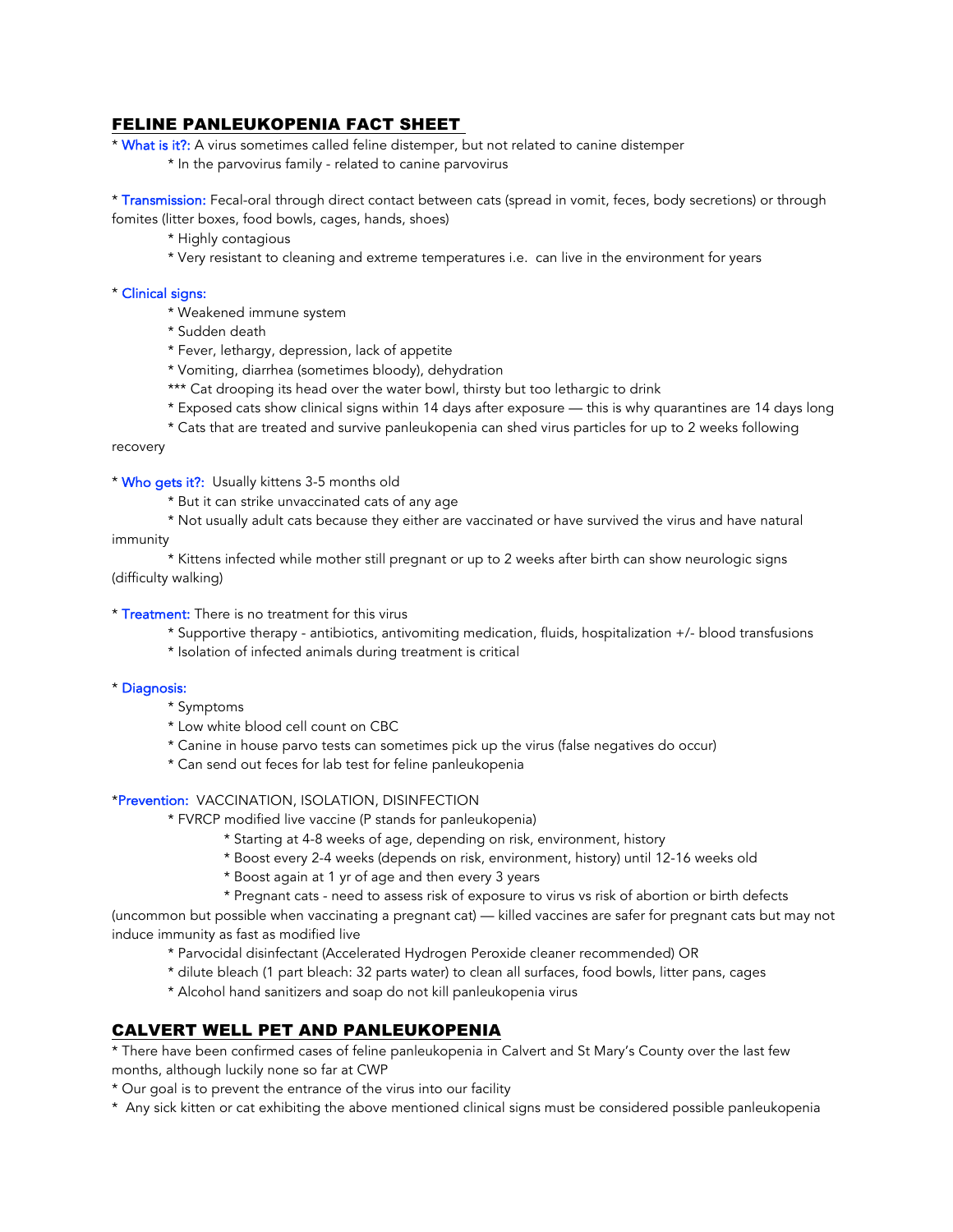## FELINE PANLEUKOPENIA FACT SHEET

* **What is it?:** A virus sometimes called feline distemper, but not related to canine distemper
    * In the parvovirus family - related to canine parvovirus

* **Transmission:** Fecal-oral through direct contact between cats (spread in vomit, feces, body secretions) or through fomites (litter boxes, food bowls, cages, hands, shoes)
    * Highly contagious
    * Very resistant to cleaning and extreme temperatures i.e. can live in the environment for years

* **Clinical signs:**
    * Weakened immune system
    * Sudden death
    * Fever, lethargy, depression, lack of appetite
    * Vomiting, diarrhea (sometimes bloody), dehydration
    * *** Cat drooping its head over the water bowl, thirsty but too lethargic to drink
    * Exposed cats show clinical signs within 14 days after exposure — this is why quarantines are 14 days long
    * Cats that are treated and survive panleukopenia can shed virus particles for up to 2 weeks following recovery

* **Who gets it?:** Usually kittens 3-5 months old
    * But it can strike unvaccinated cats of any age
    * Not usually adult cats because they either are vaccinated or have survived the virus and have natural immunity
    * Kittens infected while mother still pregnant or up to 2 weeks after birth can show neurologic signs (difficulty walking)

* **Treatment:** There is no treatment for this virus
    * Supportive therapy - antibiotics, antivomiting medication, fluids, hospitalization +/- blood transfusions
    * Isolation of infected animals during treatment is critical

* **Diagnosis:**
    * Symptoms
    * Low white blood cell count on CBC
    * Canine in house parvo tests can sometimes pick up the virus (false negatives do occur)
    * Can send out feces for lab test for feline panleukopenia

* **Prevention:** VACCINATION, ISOLATION, DISINFECTION
    * FVRCP modified live vaccine (P stands for panleukopenia)
        * Starting at 4-8 weeks of age, depending on risk, environment, history
        * Boost every 2-4 weeks (depends on risk, environment, history) until 12-16 weeks old
        * Boost again at 1 yr of age and then every 3 years
        * Pregnant cats - need to assess risk of exposure to virus vs risk of abortion or birth defects (uncommon but possible when vaccinating a pregnant cat) — killed vaccines are safer for pregnant cats but may not induce immunity as fast as modified live
    * Parvocidal disinfectant (Accelerated Hydrogen Peroxide cleaner recommended) OR
    * dilute bleach (1 part bleach: 32 parts water) to clean all surfaces, food bowls, litter pans, cages
    * Alcohol hand sanitizers and soap do not kill panleukopenia virus

## CALVERT WELL PET AND PANLEUKOPENIA

* There have been confirmed cases of feline panleukopenia in Calvert and St Mary's County over the last few months, although luckily none so far at CWP
* Our goal is to prevent the entrance of the virus into our facility
* Any sick kitten or cat exhibiting the above mentioned clinical signs must be considered possible panleukopenia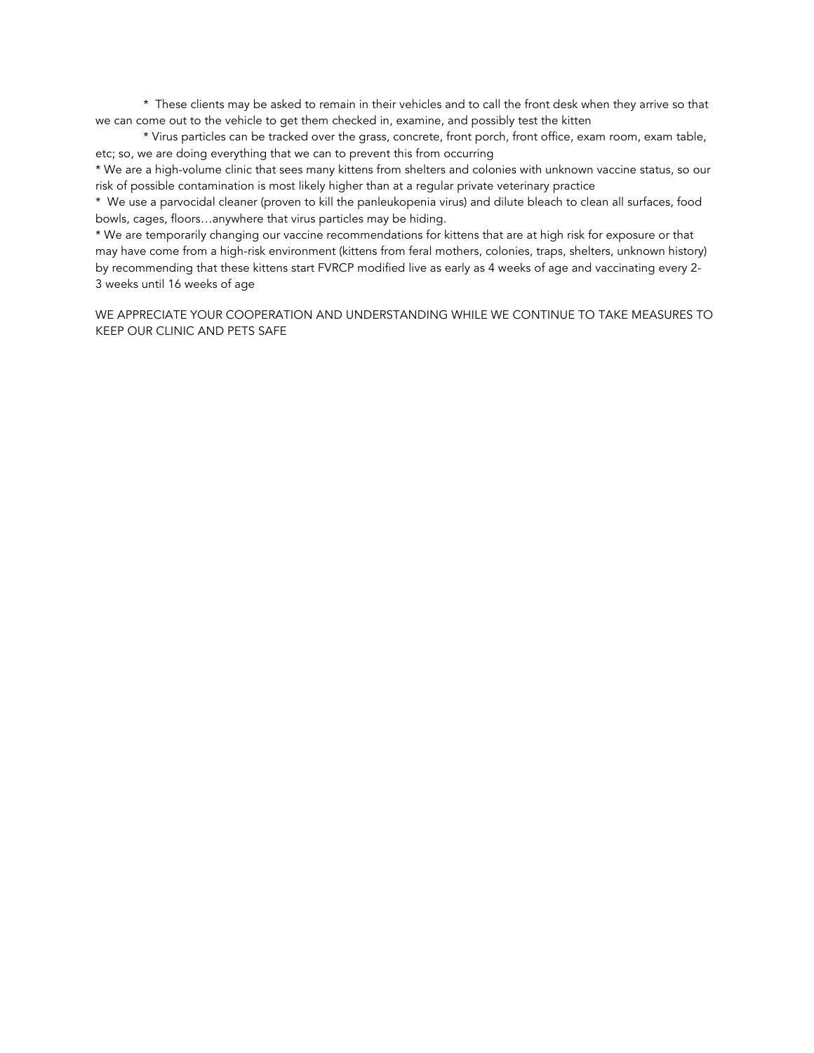* These clients may be asked to remain in their vehicles and to call the front desk when they arrive so that we can come out to the vehicle to get them checked in, examine, and possibly test the kitten

* Virus particles can be tracked over the grass, concrete, front porch, front office, exam room, exam table, etc; so, we are doing everything that we can to prevent this from occurring

* We are a high-volume clinic that sees many kittens from shelters and colonies with unknown vaccine status, so our risk of possible contamination is most likely higher than at a regular private veterinary practice

* We use a parvocidal cleaner (proven to kill the panleukopenia virus) and dilute bleach to clean all surfaces, food bowls, cages, floors…anywhere that virus particles may be hiding.

* We are temporarily changing our vaccine recommendations for kittens that are at high risk for exposure or that may have come from a high-risk environment (kittens from feral mothers, colonies, traps, shelters, unknown history) by recommending that these kittens start FVRCP modified live as early as 4 weeks of age and vaccinating every 2-3 weeks until 16 weeks of age

WE APPRECIATE YOUR COOPERATION AND UNDERSTANDING WHILE WE CONTINUE TO TAKE MEASURES TO KEEP OUR CLINIC AND PETS SAFE